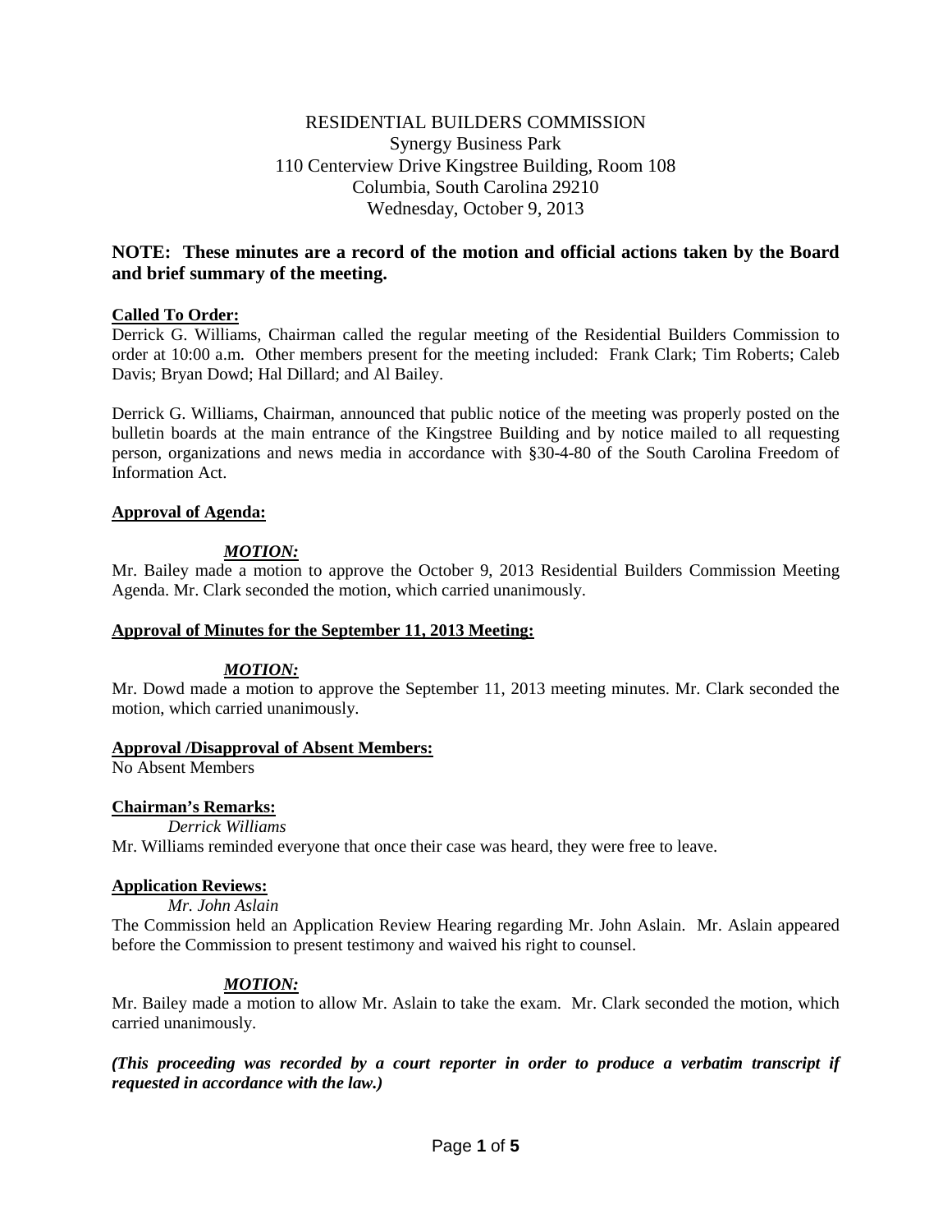RESIDENTIAL BUILDERS COMMISSION
Synergy Business Park
110 Centerview Drive Kingstree Building, Room 108
Columbia, South Carolina 29210
Wednesday, October 9, 2013

**NOTE: These minutes are a record of the motion and official actions taken by the Board and brief summary of the meeting.**

**Called To Order:**

Derrick G. Williams, Chairman called the regular meeting of the Residential Builders Commission to order at 10:00 a.m. Other members present for the meeting included: Frank Clark; Tim Roberts; Caleb Davis; Bryan Dowd; Hal Dillard; and Al Bailey.

Derrick G. Williams, Chairman, announced that public notice of the meeting was properly posted on the bulletin boards at the main entrance of the Kingstree Building and by notice mailed to all requesting person, organizations and news media in accordance with §30-4-80 of the South Carolina Freedom of Information Act.

**Approval of Agenda:**

***MOTION:***

Mr. Bailey made a motion to approve the October 9, 2013 Residential Builders Commission Meeting Agenda. Mr. Clark seconded the motion, which carried unanimously.

**Approval of Minutes for the September 11, 2013 Meeting:**

***MOTION:***

Mr. Dowd made a motion to approve the September 11, 2013 meeting minutes. Mr. Clark seconded the motion, which carried unanimously.

**Approval /Disapproval of Absent Members:**

No Absent Members

**Chairman's Remarks:**

*Derrick Williams*

Mr. Williams reminded everyone that once their case was heard, they were free to leave.

**Application Reviews:**

*Mr. John Aslain*

The Commission held an Application Review Hearing regarding Mr. John Aslain. Mr. Aslain appeared before the Commission to present testimony and waived his right to counsel.

***MOTION:***

Mr. Bailey made a motion to allow Mr. Aslain to take the exam. Mr. Clark seconded the motion, which carried unanimously.

***(This proceeding was recorded by a court reporter in order to produce a verbatim transcript if requested in accordance with the law.)***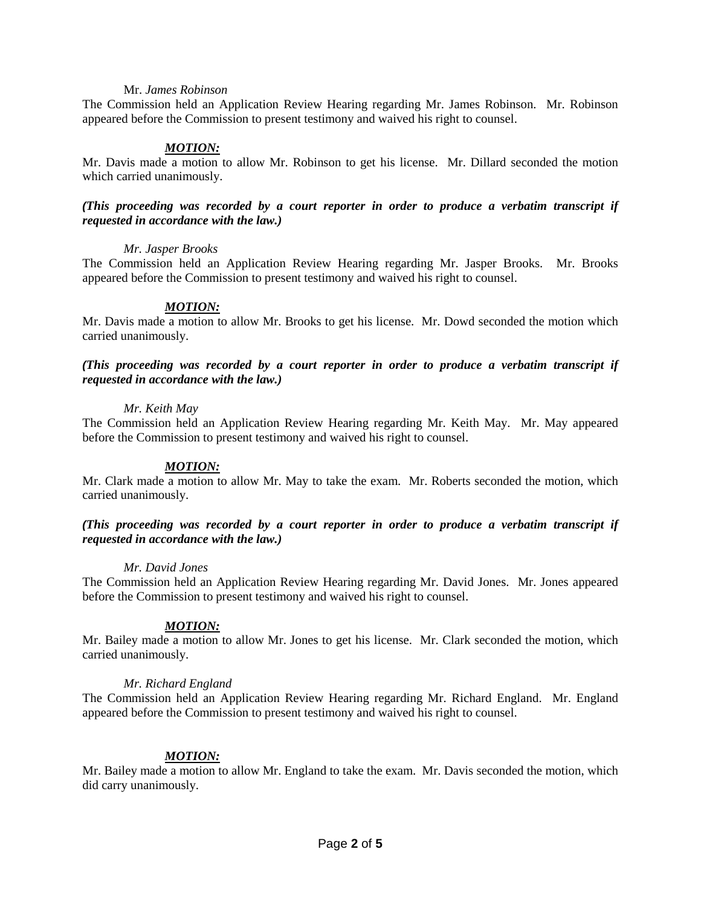Mr. *James Robinson*

The Commission held an Application Review Hearing regarding Mr. James Robinson. Mr. Robinson appeared before the Commission to present testimony and waived his right to counsel.

***MOTION:***

Mr. Davis made a motion to allow Mr. Robinson to get his license. Mr. Dillard seconded the motion which carried unanimously.

***(This proceeding was recorded by a court reporter in order to produce a verbatim transcript if requested in accordance with the law.)***

*Mr. Jasper Brooks*

The Commission held an Application Review Hearing regarding Mr. Jasper Brooks. Mr. Brooks appeared before the Commission to present testimony and waived his right to counsel.

***MOTION:***

Mr. Davis made a motion to allow Mr. Brooks to get his license. Mr. Dowd seconded the motion which carried unanimously.

***(This proceeding was recorded by a court reporter in order to produce a verbatim transcript if requested in accordance with the law.)***

*Mr. Keith May*

The Commission held an Application Review Hearing regarding Mr. Keith May. Mr. May appeared before the Commission to present testimony and waived his right to counsel.

***MOTION:***

Mr. Clark made a motion to allow Mr. May to take the exam. Mr. Roberts seconded the motion, which carried unanimously.

***(This proceeding was recorded by a court reporter in order to produce a verbatim transcript if requested in accordance with the law.)***

*Mr. David Jones*

The Commission held an Application Review Hearing regarding Mr. David Jones. Mr. Jones appeared before the Commission to present testimony and waived his right to counsel.

***MOTION:***

Mr. Bailey made a motion to allow Mr. Jones to get his license. Mr. Clark seconded the motion, which carried unanimously.

*Mr. Richard England*

The Commission held an Application Review Hearing regarding Mr. Richard England. Mr. England appeared before the Commission to present testimony and waived his right to counsel.

***MOTION:***

Mr. Bailey made a motion to allow Mr. England to take the exam. Mr. Davis seconded the motion, which did carry unanimously.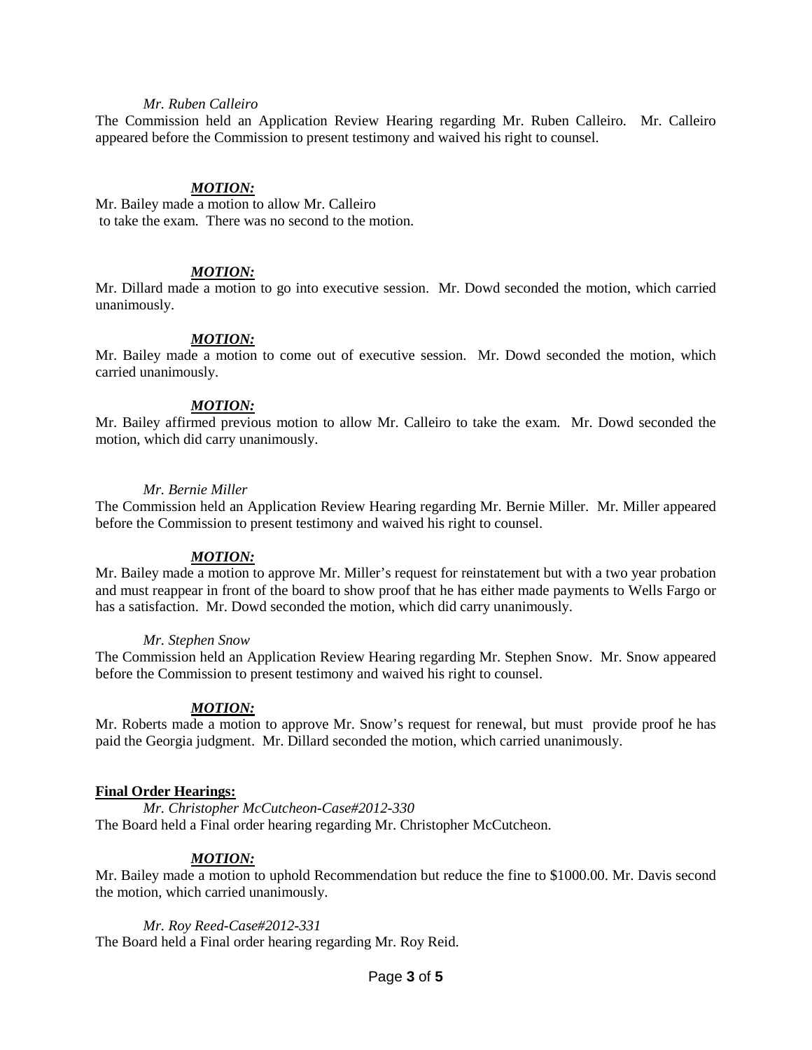*Mr. Ruben Calleiro*

The Commission held an Application Review Hearing regarding Mr. Ruben Calleiro. Mr. Calleiro appeared before the Commission to present testimony and waived his right to counsel.

***MOTION:***

Mr. Bailey made a motion to allow Mr. Calleiro to take the exam. There was no second to the motion.

***MOTION:***

Mr. Dillard made a motion to go into executive session. Mr. Dowd seconded the motion, which carried unanimously.

***MOTION:***

Mr. Bailey made a motion to come out of executive session. Mr. Dowd seconded the motion, which carried unanimously.

***MOTION:***

Mr. Bailey affirmed previous motion to allow Mr. Calleiro to take the exam. Mr. Dowd seconded the motion, which did carry unanimously.

*Mr. Bernie Miller*

The Commission held an Application Review Hearing regarding Mr. Bernie Miller. Mr. Miller appeared before the Commission to present testimony and waived his right to counsel.

***MOTION:***

Mr. Bailey made a motion to approve Mr. Miller's request for reinstatement but with a two year probation and must reappear in front of the board to show proof that he has either made payments to Wells Fargo or has a satisfaction. Mr. Dowd seconded the motion, which did carry unanimously.

*Mr. Stephen Snow*

The Commission held an Application Review Hearing regarding Mr. Stephen Snow. Mr. Snow appeared before the Commission to present testimony and waived his right to counsel.

***MOTION:***

Mr. Roberts made a motion to approve Mr. Snow's request for renewal, but must provide proof he has paid the Georgia judgment. Mr. Dillard seconded the motion, which carried unanimously.

**Final Order Hearings:**

*Mr. Christopher McCutcheon-Case#2012-330*

The Board held a Final order hearing regarding Mr. Christopher McCutcheon.

***MOTION:***

Mr. Bailey made a motion to uphold Recommendation but reduce the fine to $1000.00. Mr. Davis second the motion, which carried unanimously.

*Mr. Roy Reed-Case#2012-331*

The Board held a Final order hearing regarding Mr. Roy Reid.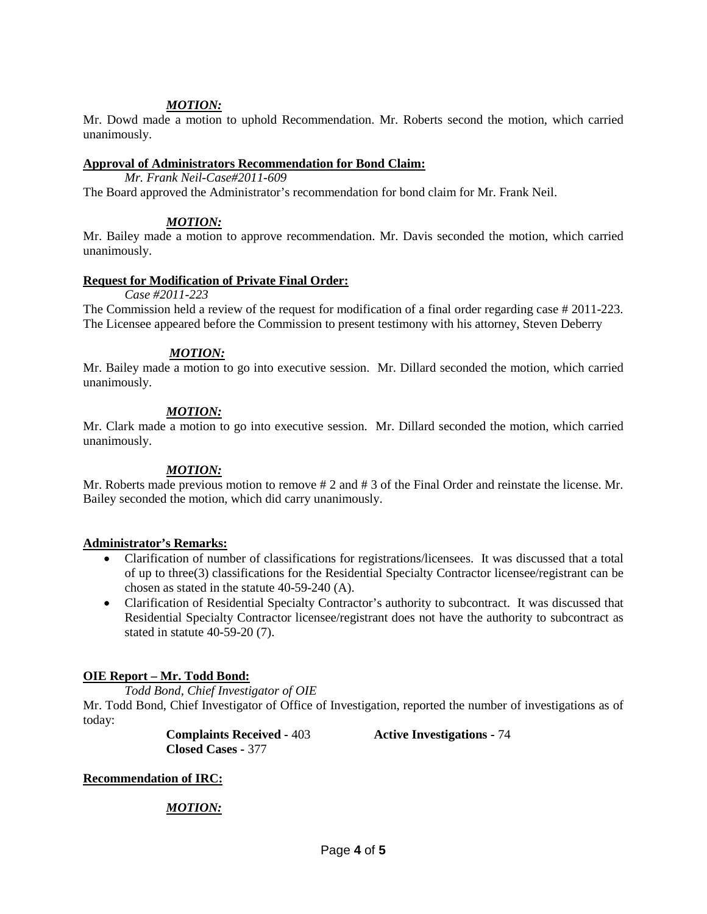***MOTION:***

Mr. Dowd made a motion to uphold Recommendation. Mr. Roberts second the motion, which carried unanimously.

**Approval of Administrators Recommendation for Bond Claim:**

*Mr. Frank Neil-Case#2011-609*

The Board approved the Administrator's recommendation for bond claim for Mr. Frank Neil.

***MOTION:***

Mr. Bailey made a motion to approve recommendation. Mr. Davis seconded the motion, which carried unanimously.

**Request for Modification of Private Final Order:**

*Case #2011-223*

The Commission held a review of the request for modification of a final order regarding case # 2011-223. The Licensee appeared before the Commission to present testimony with his attorney, Steven Deberry

***MOTION:***

Mr. Bailey made a motion to go into executive session. Mr. Dillard seconded the motion, which carried unanimously.

***MOTION:***

Mr. Clark made a motion to go into executive session. Mr. Dillard seconded the motion, which carried unanimously.

***MOTION:***

Mr. Roberts made previous motion to remove # 2 and # 3 of the Final Order and reinstate the license. Mr. Bailey seconded the motion, which did carry unanimously.

**Administrator's Remarks:**

- Clarification of number of classifications for registrations/licensees. It was discussed that a total of up to three(3) classifications for the Residential Specialty Contractor licensee/registrant can be chosen as stated in the statute 40-59-240 (A).
- Clarification of Residential Specialty Contractor's authority to subcontract. It was discussed that Residential Specialty Contractor licensee/registrant does not have the authority to subcontract as stated in statute 40-59-20 (7).

**OIE Report – Mr. Todd Bond:**

*Todd Bond, Chief Investigator of OIE*

Mr. Todd Bond, Chief Investigator of Office of Investigation, reported the number of investigations as of today:

**Complaints Received -** 403 **Active Investigations -** 74

**Closed Cases -** 377

**Recommendation of IRC:**

***MOTION:***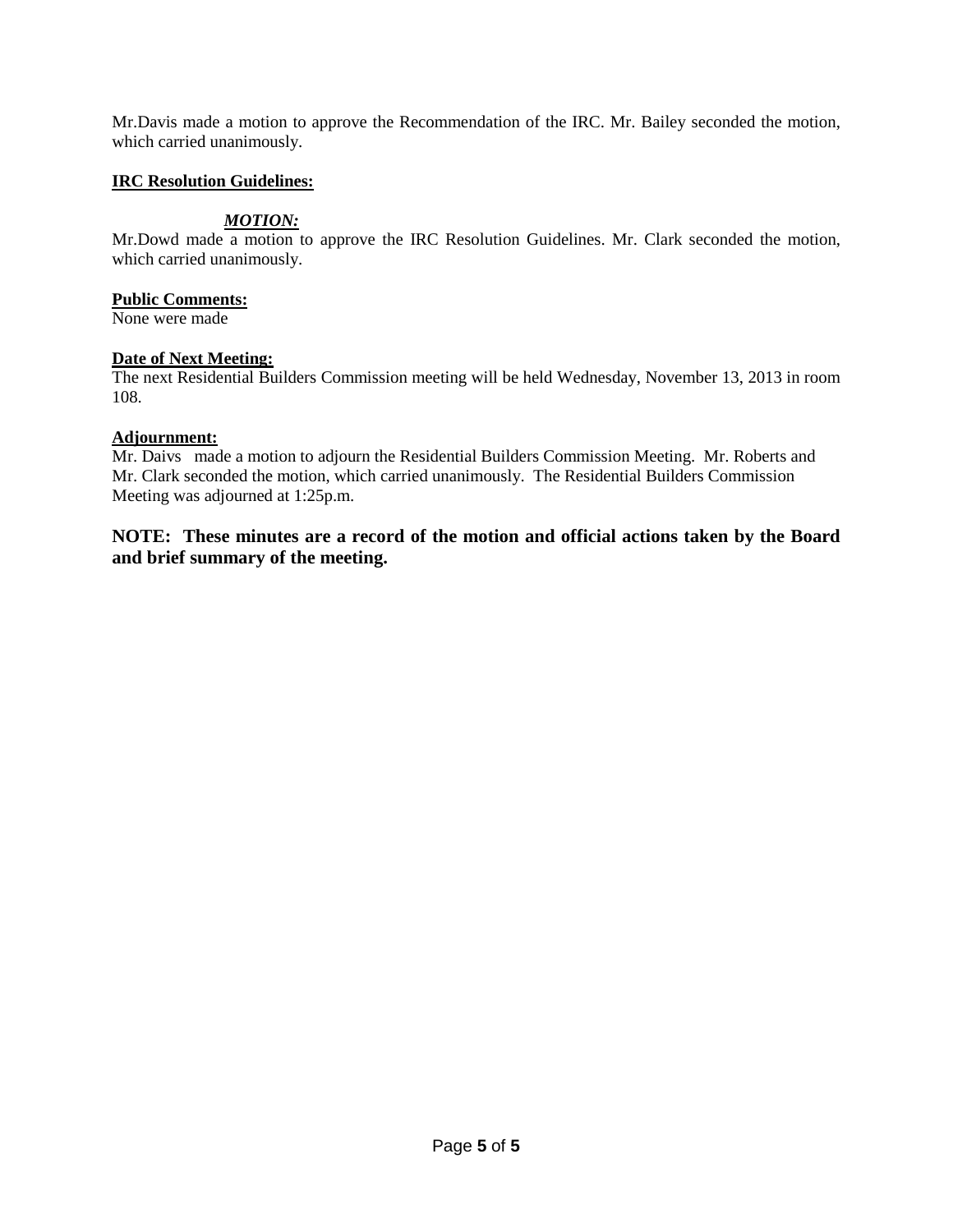Mr.Davis made a motion to approve the Recommendation of the IRC. Mr. Bailey seconded the motion, which carried unanimously.

**IRC Resolution Guidelines:**

***MOTION:***

Mr.Dowd made a motion to approve the IRC Resolution Guidelines. Mr. Clark seconded the motion, which carried unanimously.

**Public Comments:**

None were made

**Date of Next Meeting:**

The next Residential Builders Commission meeting will be held Wednesday, November 13, 2013 in room 108.

**Adjournment:**

Mr. Daivs made a motion to adjourn the Residential Builders Commission Meeting. Mr. Roberts and Mr. Clark seconded the motion, which carried unanimously. The Residential Builders Commission Meeting was adjourned at 1:25p.m.

**NOTE: These minutes are a record of the motion and official actions taken by the Board and brief summary of the meeting.**